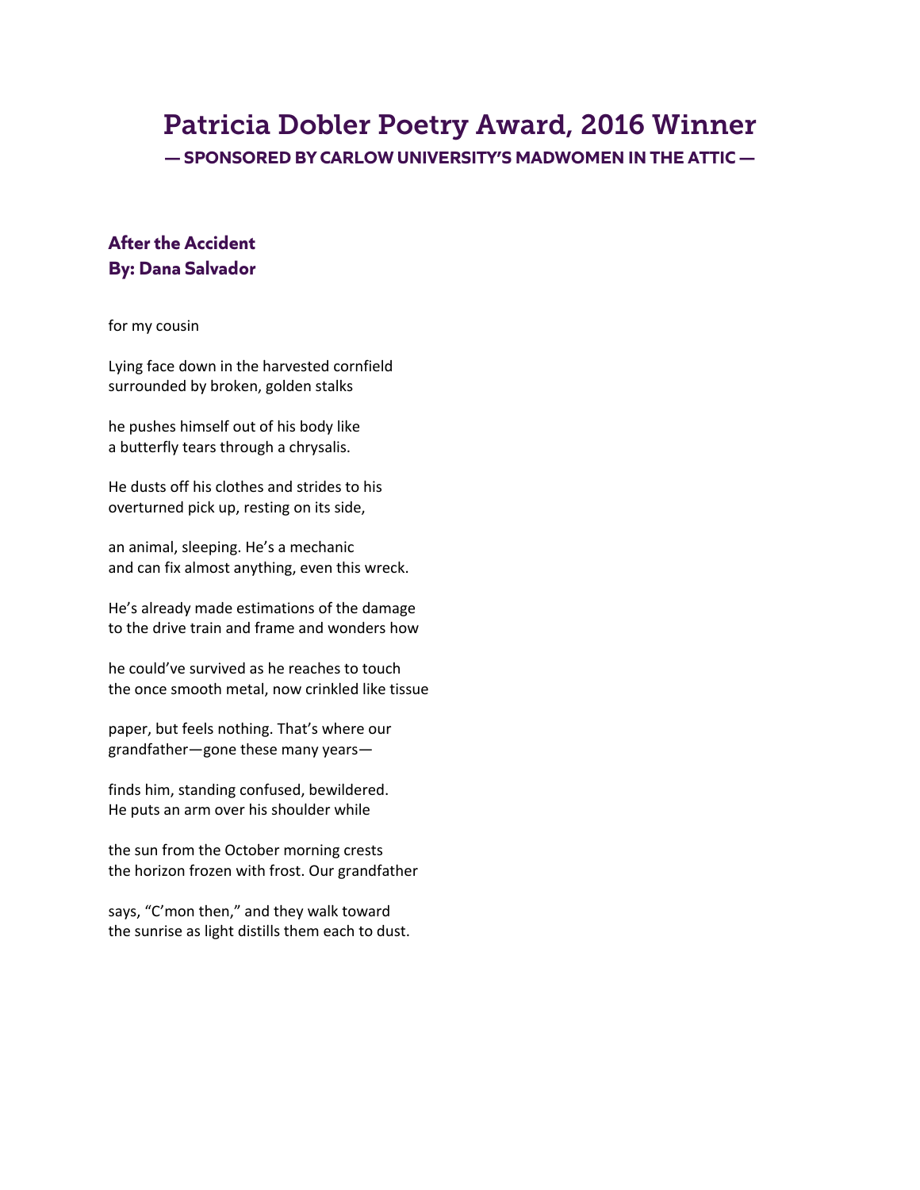# Patricia Dobler Poetry Award, 2016 Winner

**— SPONSORED BY CARLOW UNIVERSITY'S MADWOMEN IN THE ATTIC —**

## After the Accident
## By: Dana Salvador

for my cousin

Lying face down in the harvested cornfield  
surrounded by broken, golden stalks

he pushes himself out of his body like  
a butterfly tears through a chrysalis.

He dusts off his clothes and strides to his  
overturned pick up, resting on its side,

an animal, sleeping. He's a mechanic  
and can fix almost anything, even this wreck.

He's already made estimations of the damage  
to the drive train and frame and wonders how

he could've survived as he reaches to touch  
the once smooth metal, now crinkled like tissue

paper, but feels nothing. That's where our  
grandfather—gone these many years—

finds him, standing confused, bewildered.  
He puts an arm over his shoulder while

the sun from the October morning crests  
the horizon frozen with frost. Our grandfather

says, "C'mon then," and they walk toward  
the sunrise as light distills them each to dust.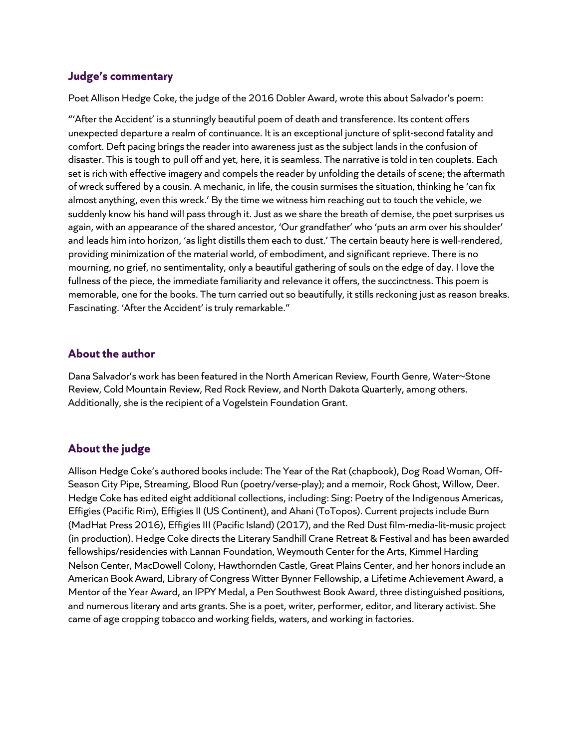## Judge's commentary

Poet Allison Hedge Coke, the judge of the 2016 Dobler Award, wrote this about Salvador's poem:

"'After the Accident' is a stunningly beautiful poem of death and transference. Its content offers unexpected departure a realm of continuance. It is an exceptional juncture of split-second fatality and comfort. Deft pacing brings the reader into awareness just as the subject lands in the confusion of disaster. This is tough to pull off and yet, here, it is seamless. The narrative is told in ten couplets. Each set is rich with effective imagery and compels the reader by unfolding the details of scene; the aftermath of wreck suffered by a cousin. A mechanic, in life, the cousin surmises the situation, thinking he 'can fix almost anything, even this wreck.' By the time we witness him reaching out to touch the vehicle, we suddenly know his hand will pass through it. Just as we share the breath of demise, the poet surprises us again, with an appearance of the shared ancestor, 'Our grandfather' who 'puts an arm over his shoulder' and leads him into horizon, 'as light distills them each to dust.' The certain beauty here is well-rendered, providing minimization of the material world, of embodiment, and significant reprieve. There is no mourning, no grief, no sentimentality, only a beautiful gathering of souls on the edge of day. I love the fullness of the piece, the immediate familiarity and relevance it offers, the succinctness. This poem is memorable, one for the books. The turn carried out so beautifully, it stills reckoning just as reason breaks. Fascinating. 'After the Accident' is truly remarkable."

## About the author

Dana Salvador's work has been featured in the North American Review, Fourth Genre, Water~Stone Review, Cold Mountain Review, Red Rock Review, and North Dakota Quarterly, among others. Additionally, she is the recipient of a Vogelstein Foundation Grant.

## About the judge

Allison Hedge Coke's authored books include: The Year of the Rat (chapbook), Dog Road Woman, Off-Season City Pipe, Streaming, Blood Run (poetry/verse-play); and a memoir, Rock Ghost, Willow, Deer. Hedge Coke has edited eight additional collections, including: Sing: Poetry of the Indigenous Americas, Effigies (Pacific Rim), Effigies II (US Continent), and Ahani (ToTopos). Current projects include Burn (MadHat Press 2016), Effigies III (Pacific Island) (2017), and the Red Dust film-media-lit-music project (in production). Hedge Coke directs the Literary Sandhill Crane Retreat & Festival and has been awarded fellowships/residencies with Lannan Foundation, Weymouth Center for the Arts, Kimmel Harding Nelson Center, MacDowell Colony, Hawthornden Castle, Great Plains Center, and her honors include an American Book Award, Library of Congress Witter Bynner Fellowship, a Lifetime Achievement Award, a Mentor of the Year Award, an IPPY Medal, a Pen Southwest Book Award, three distinguished positions, and numerous literary and arts grants. She is a poet, writer, performer, editor, and literary activist. She came of age cropping tobacco and working fields, waters, and working in factories.